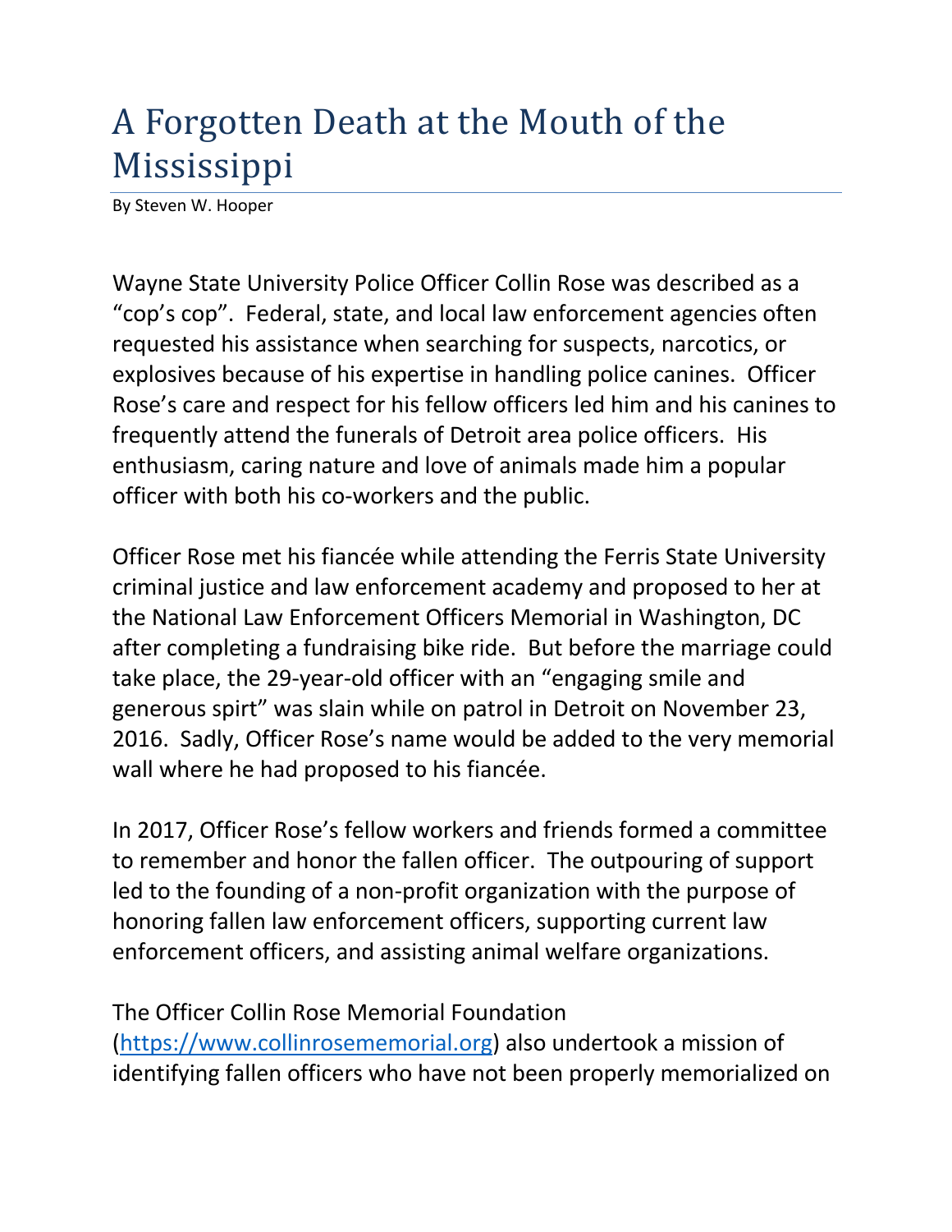# A Forgotten Death at the Mouth of the Mississippi

By Steven W. Hooper

Wayne State University Police Officer Collin Rose was described as a "cop's cop". Federal, state, and local law enforcement agencies often requested his assistance when searching for suspects, narcotics, or explosives because of his expertise in handling police canines. Officer Rose's care and respect for his fellow officers led him and his canines to frequently attend the funerals of Detroit area police officers. His enthusiasm, caring nature and love of animals made him a popular officer with both his co-workers and the public.

Officer Rose met his fiancée while attending the Ferris State University criminal justice and law enforcement academy and proposed to her at the National Law Enforcement Officers Memorial in Washington, DC after completing a fundraising bike ride. But before the marriage could take place, the 29-year-old officer with an "engaging smile and generous spirt" was slain while on patrol in Detroit on November 23, 2016. Sadly, Officer Rose's name would be added to the very memorial wall where he had proposed to his fiancée.

In 2017, Officer Rose's fellow workers and friends formed a committee to remember and honor the fallen officer. The outpouring of support led to the founding of a non-profit organization with the purpose of honoring fallen law enforcement officers, supporting current law enforcement officers, and assisting animal welfare organizations.

The Officer Collin Rose Memorial Foundation (https://www.collinrosememorial.org) also undertook a mission of identifying fallen officers who have not been properly memorialized on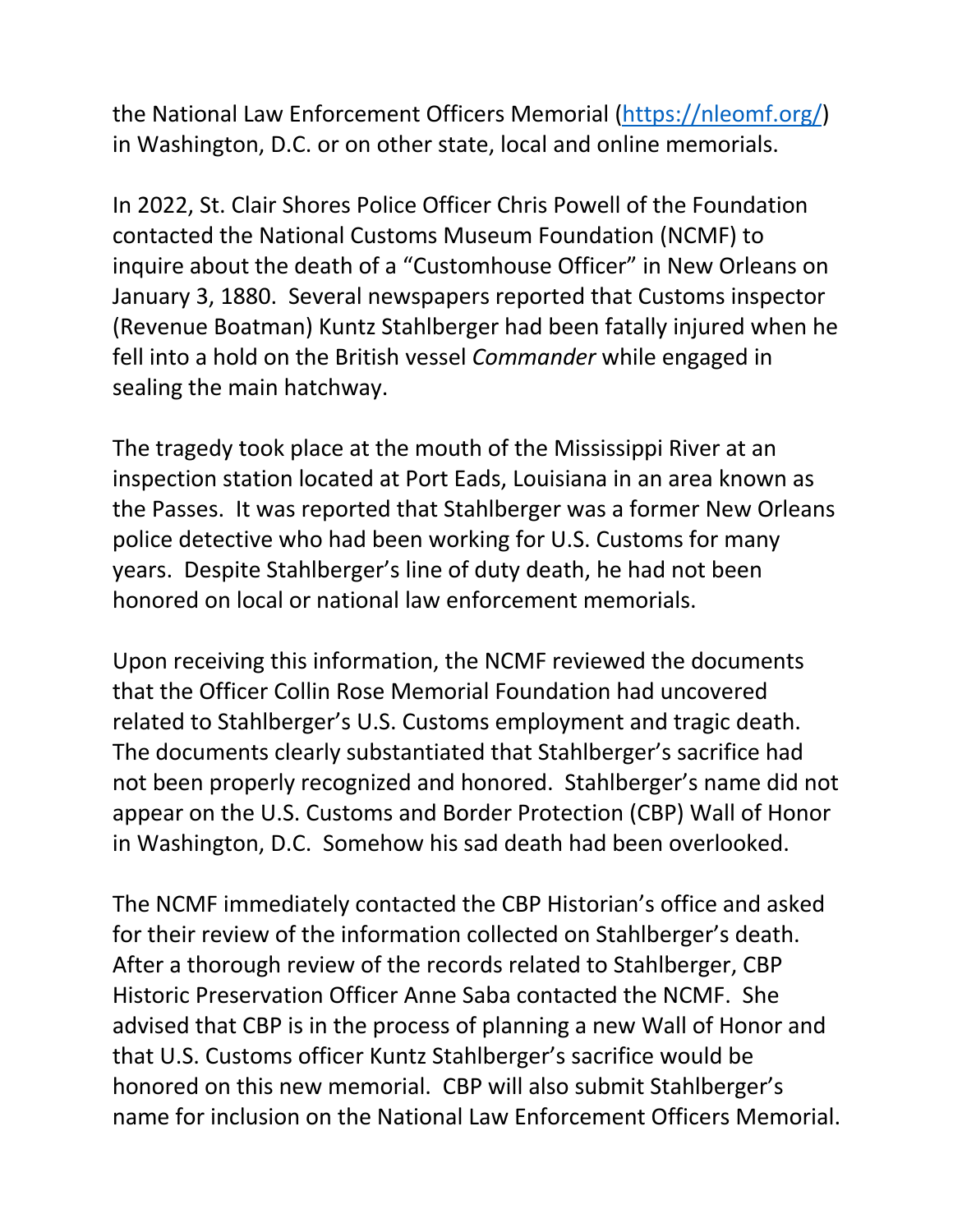the National Law Enforcement Officers Memorial (https://nleomf.org/) in Washington, D.C. or on other state, local and online memorials.

In 2022, St. Clair Shores Police Officer Chris Powell of the Foundation contacted the National Customs Museum Foundation (NCMF) to inquire about the death of a "Customhouse Officer" in New Orleans on January 3, 1880. Several newspapers reported that Customs inspector (Revenue Boatman) Kuntz Stahlberger had been fatally injured when he fell into a hold on the British vessel *Commander* while engaged in sealing the main hatchway.

The tragedy took place at the mouth of the Mississippi River at an inspection station located at Port Eads, Louisiana in an area known as the Passes. It was reported that Stahlberger was a former New Orleans police detective who had been working for U.S. Customs for many years. Despite Stahlberger's line of duty death, he had not been honored on local or national law enforcement memorials.

Upon receiving this information, the NCMF reviewed the documents that the Officer Collin Rose Memorial Foundation had uncovered related to Stahlberger's U.S. Customs employment and tragic death. The documents clearly substantiated that Stahlberger's sacrifice had not been properly recognized and honored. Stahlberger's name did not appear on the U.S. Customs and Border Protection (CBP) Wall of Honor in Washington, D.C. Somehow his sad death had been overlooked.

The NCMF immediately contacted the CBP Historian's office and asked for their review of the information collected on Stahlberger's death. After a thorough review of the records related to Stahlberger, CBP Historic Preservation Officer Anne Saba contacted the NCMF. She advised that CBP is in the process of planning a new Wall of Honor and that U.S. Customs officer Kuntz Stahlberger's sacrifice would be honored on this new memorial. CBP will also submit Stahlberger's name for inclusion on the National Law Enforcement Officers Memorial.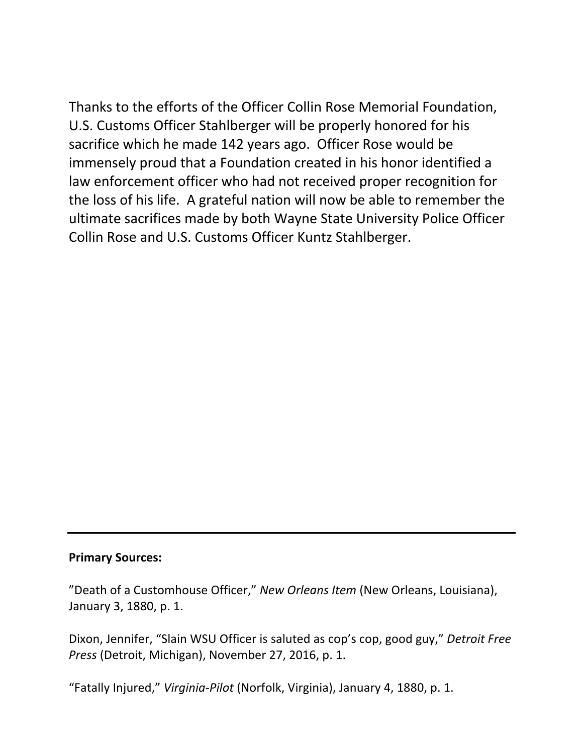Thanks to the efforts of the Officer Collin Rose Memorial Foundation, U.S. Customs Officer Stahlberger will be properly honored for his sacrifice which he made 142 years ago. Officer Rose would be immensely proud that a Foundation created in his honor identified a law enforcement officer who had not received proper recognition for the loss of his life. A grateful nation will now be able to remember the ultimate sacrifices made by both Wayne State University Police Officer Collin Rose and U.S. Customs Officer Kuntz Stahlberger.

---

**Primary Sources:**

"Death of a Customhouse Officer," *New Orleans Item* (New Orleans, Louisiana), January 3, 1880, p. 1.

Dixon, Jennifer, "Slain WSU Officer is saluted as cop's cop, good guy," *Detroit Free Press* (Detroit, Michigan), November 27, 2016, p. 1.

"Fatally Injured," *Virginia-Pilot* (Norfolk, Virginia), January 4, 1880, p. 1.